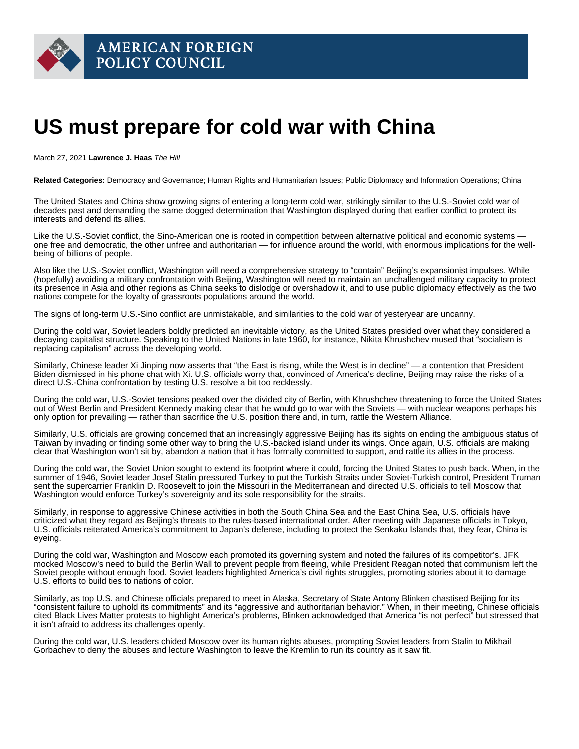# US must prepare for cold war with China

March 27, 2021 **Lawrence J. Haas** *The Hill*

**Related Categories:** Democracy and Governance; Human Rights and Humanitarian Issues; Public Diplomacy and Information Operations; China

The United States and China show growing signs of entering a long-term cold war, strikingly similar to the U.S.-Soviet cold war of decades past and demanding the same dogged determination that Washington displayed during that earlier conflict to protect its interests and defend its allies.

Like the U.S.-Soviet conflict, the Sino-American one is rooted in competition between alternative political and economic systems — one free and democratic, the other unfree and authoritarian — for influence around the world, with enormous implications for the well-being of billions of people.

Also like the U.S.-Soviet conflict, Washington will need a comprehensive strategy to "contain" Beijing's expansionist impulses. While (hopefully) avoiding a military confrontation with Beijing, Washington will need to maintain an unchallenged military capacity to protect its presence in Asia and other regions as China seeks to dislodge or overshadow it, and to use public diplomacy effectively as the two nations compete for the loyalty of grassroots populations around the world.

The signs of long-term U.S.-Sino conflict are unmistakable, and similarities to the cold war of yesteryear are uncanny.

During the cold war, Soviet leaders boldly predicted an inevitable victory, as the United States presided over what they considered a decaying capitalist structure. Speaking to the United Nations in late 1960, for instance, Nikita Khrushchev mused that "socialism is replacing capitalism" across the developing world.

Similarly, Chinese leader Xi Jinping now asserts that "the East is rising, while the West is in decline" — a contention that President Biden dismissed in his phone chat with Xi. U.S. officials worry that, convinced of America's decline, Beijing may raise the risks of a direct U.S.-China confrontation by testing U.S. resolve a bit too recklessly.

During the cold war, U.S.-Soviet tensions peaked over the divided city of Berlin, with Khrushchev threatening to force the United States out of West Berlin and President Kennedy making clear that he would go to war with the Soviets — with nuclear weapons perhaps his only option for prevailing — rather than sacrifice the U.S. position there and, in turn, rattle the Western Alliance.

Similarly, U.S. officials are growing concerned that an increasingly aggressive Beijing has its sights on ending the ambiguous status of Taiwan by invading or finding some other way to bring the U.S.-backed island under its wings. Once again, U.S. officials are making clear that Washington won't sit by, abandon a nation that it has formally committed to support, and rattle its allies in the process.

During the cold war, the Soviet Union sought to extend its footprint where it could, forcing the United States to push back. When, in the summer of 1946, Soviet leader Josef Stalin pressured Turkey to put the Turkish Straits under Soviet-Turkish control, President Truman sent the supercarrier Franklin D. Roosevelt to join the Missouri in the Mediterranean and directed U.S. officials to tell Moscow that Washington would enforce Turkey's sovereignty and its sole responsibility for the straits.

Similarly, in response to aggressive Chinese activities in both the South China Sea and the East China Sea, U.S. officials have criticized what they regard as Beijing's threats to the rules-based international order. After meeting with Japanese officials in Tokyo, U.S. officials reiterated America's commitment to Japan's defense, including to protect the Senkaku Islands that, they fear, China is eyeing.

During the cold war, Washington and Moscow each promoted its governing system and noted the failures of its competitor's. JFK mocked Moscow's need to build the Berlin Wall to prevent people from fleeing, while President Reagan noted that communism left the Soviet people without enough food. Soviet leaders highlighted America's civil rights struggles, promoting stories about it to damage U.S. efforts to build ties to nations of color.

Similarly, as top U.S. and Chinese officials prepared to meet in Alaska, Secretary of State Antony Blinken chastised Beijing for its "consistent failure to uphold its commitments" and its "aggressive and authoritarian behavior." When, in their meeting, Chinese officials cited Black Lives Matter protests to highlight America's problems, Blinken acknowledged that America "is not perfect" but stressed that it isn't afraid to address its challenges openly.

During the cold war, U.S. leaders chided Moscow over its human rights abuses, prompting Soviet leaders from Stalin to Mikhail Gorbachev to deny the abuses and lecture Washington to leave the Kremlin to run its country as it saw fit.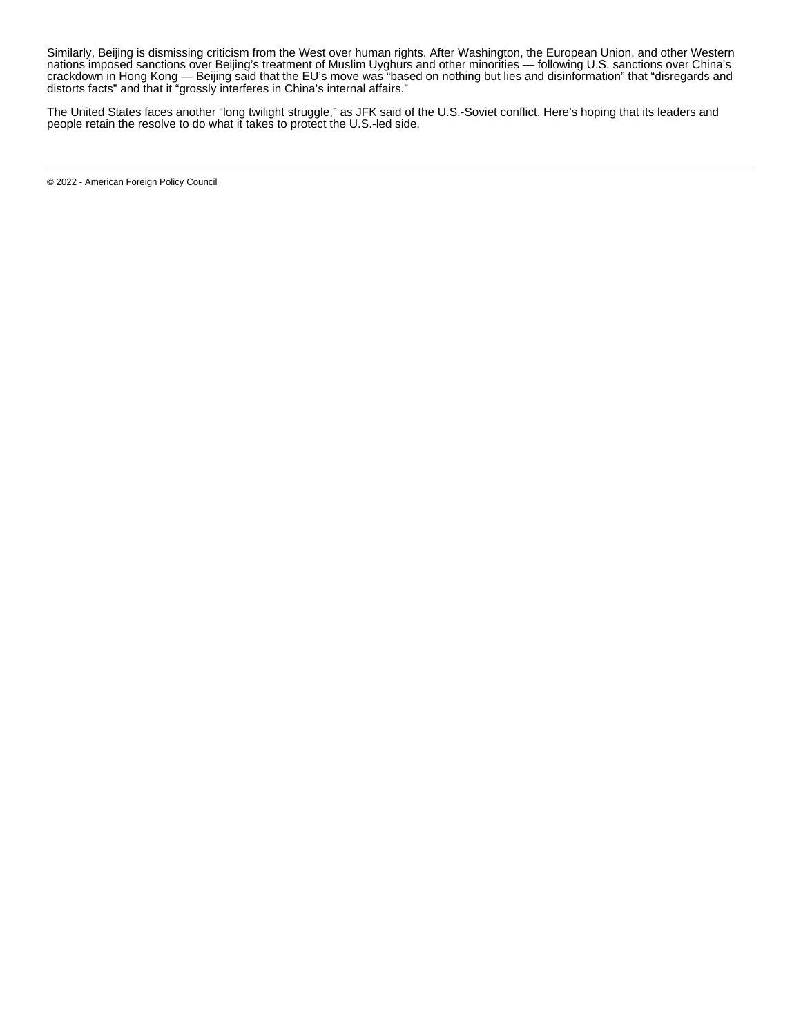Similarly, Beijing is dismissing criticism from the West over human rights. After Washington, the European Union, and other Western nations imposed sanctions over Beijing's treatment of Muslim Uyghurs and other minorities — following U.S. sanctions over China's crackdown in Hong Kong — Beijing said that the EU's move was "based on nothing but lies and disinformation" that "disregards and distorts facts" and that it "grossly interferes in China's internal affairs."

The United States faces another "long twilight struggle," as JFK said of the U.S.-Soviet conflict. Here's hoping that its leaders and people retain the resolve to do what it takes to protect the U.S.-led side.

---

© 2022 - American Foreign Policy Council